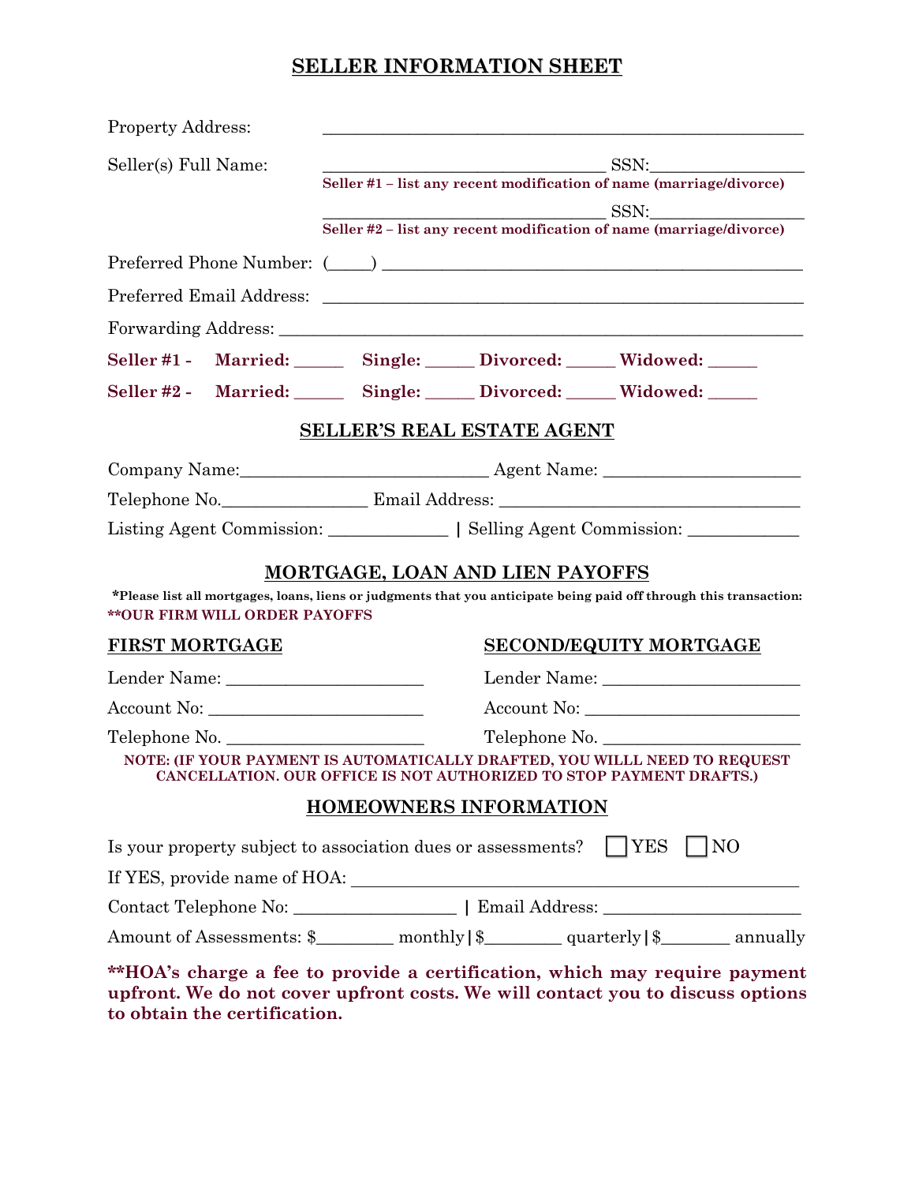# SELLER INFORMATION SHEET

Property Address: ______________________________________________________

Seller(s) Full Name: ________________________________ SSN:_________________
**Seller #1 – list any recent modification of name (marriage/divorce)**

________________________________ SSN:_________________
**Seller #2 – list any recent modification of name (marriage/divorce)**

Preferred Phone Number: (_____) ______________________________________________

Preferred Email Address: ______________________________________________________

Forwarding Address: __________________________________________________________

**Seller #1 - Married: _____ Single: _____ Divorced: _____ Widowed: _____**

**Seller #2 - Married: _____ Single: _____ Divorced: _____ Widowed: _____**

## SELLER'S REAL ESTATE AGENT

Company Name:___________________________ Agent Name: _____________________

Telephone No.________________ Email Address: ________________________________

Listing Agent Commission: _____________ | Selling Agent Commission: ____________

## MORTGAGE, LOAN AND LIEN PAYOFFS

**\*Please list all mortgages, loans, liens or judgments that you anticipate being paid off through this transaction:**
**\*\*OUR FIRM WILL ORDER PAYOFFS**

### FIRST MORTGAGE

Lender Name: _____________________

Account No: ______________________

Telephone No. _____________________

### SECOND/EQUITY MORTGAGE

Lender Name: _____________________

Account No: ______________________

Telephone No. _____________________

**NOTE: (IF YOUR PAYMENT IS AUTOMATICALLY DRAFTED, YOU WILLL NEED TO REQUEST CANCELLATION. OUR OFFICE IS NOT AUTHORIZED TO STOP PAYMENT DRAFTS.)**

## HOMEOWNERS INFORMATION

Is your property subject to association dues or assessments? ☐ YES ☐ NO

If YES, provide name of HOA: ______________________________________________

Contact Telephone No: _________________ | Email Address: _____________________

Amount of Assessments: $________ monthly | $________ quarterly | $_______ annually

**\*\*HOA's charge a fee to provide a certification, which may require payment upfront. We do not cover upfront costs. We will contact you to discuss options to obtain the certification.**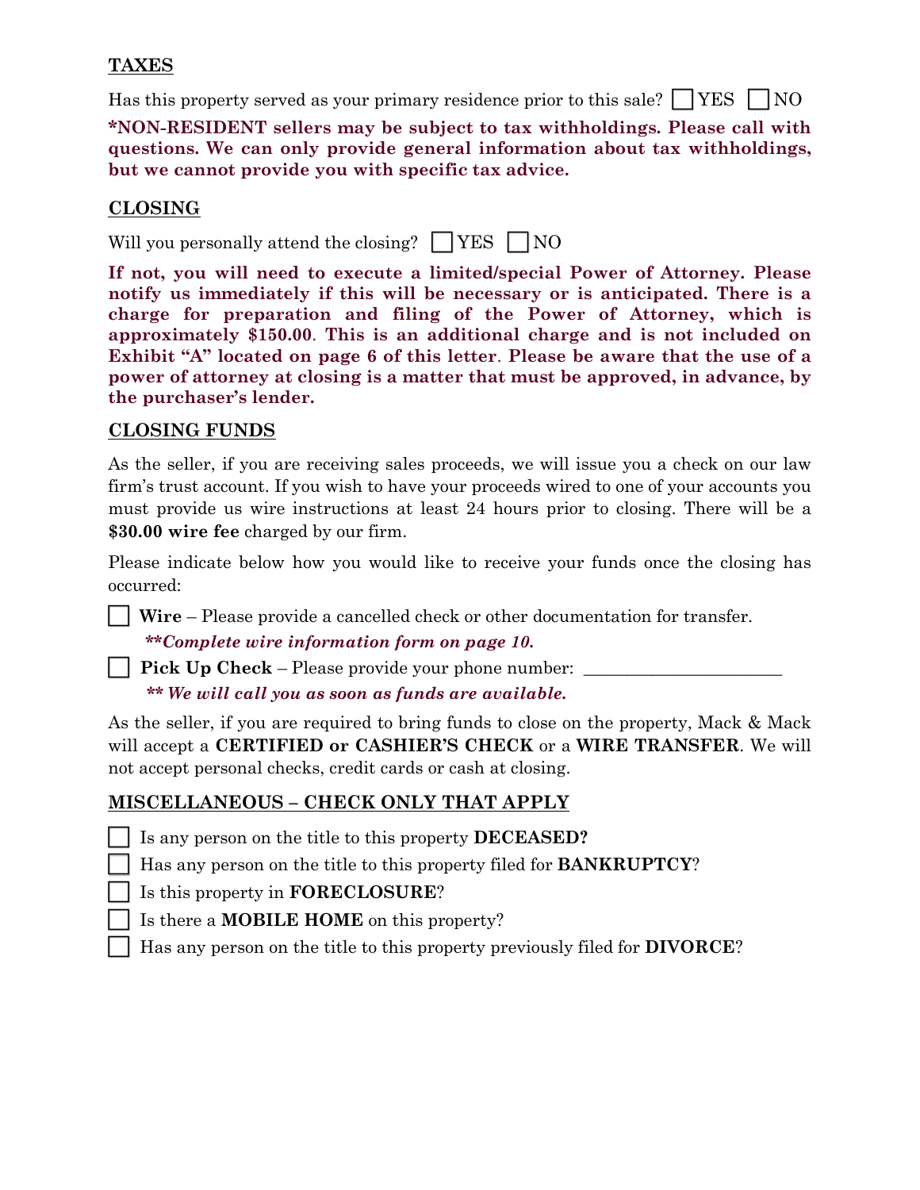## TAXES

Has this property served as your primary residence prior to this sale? ☐ YES ☐ NO

***NON-RESIDENT sellers may be subject to tax withholdings. Please call with questions. We can only provide general information about tax withholdings, but we cannot provide you with specific tax advice.**

## CLOSING

Will you personally attend the closing? ☐ YES ☐ NO

**If not, you will need to execute a limited/special Power of Attorney. Please notify us immediately if this will be necessary or is anticipated. There is a charge for preparation and filing of the Power of Attorney, which is approximately $150.00. This is an additional charge and is not included on Exhibit "A" located on page 6 of this letter. Please be aware that the use of a power of attorney at closing is a matter that must be approved, in advance, by the purchaser's lender.**

## CLOSING FUNDS

As the seller, if you are receiving sales proceeds, we will issue you a check on our law firm's trust account. If you wish to have your proceeds wired to one of your accounts you must provide us wire instructions at least 24 hours prior to closing. There will be a **$30.00 wire fee** charged by our firm.

Please indicate below how you would like to receive your funds once the closing has occurred:

☐ **Wire** – Please provide a cancelled check or other documentation for transfer.
***\*\*Complete wire information form on page 10.***

☐ **Pick Up Check** – Please provide your phone number: ______________________
***\*\* We will call you as soon as funds are available.***

As the seller, if you are required to bring funds to close on the property, Mack & Mack will accept a **CERTIFIED or CASHIER'S CHECK** or a **WIRE TRANSFER**. We will not accept personal checks, credit cards or cash at closing.

## MISCELLANEOUS – CHECK ONLY THAT APPLY

☐ Is any person on the title to this property **DECEASED?**

☐ Has any person on the title to this property filed for **BANKRUPTCY**?

☐ Is this property in **FORECLOSURE**?

☐ Is there a **MOBILE HOME** on this property?

☐ Has any person on the title to this property previously filed for **DIVORCE**?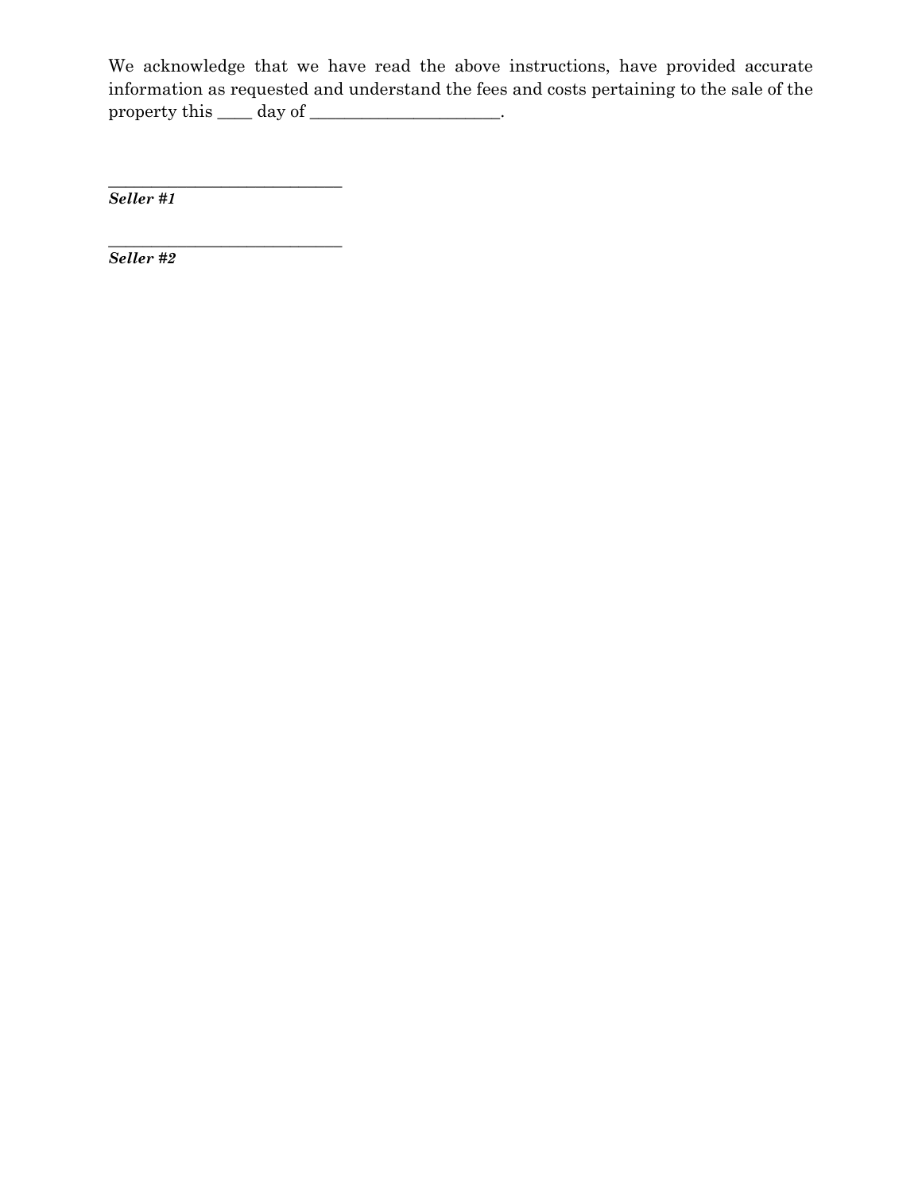We acknowledge that we have read the above instructions, have provided accurate information as requested and understand the fees and costs pertaining to the sale of the property this ____ day of ______________________.

____________________________
***Seller #1***

____________________________
***Seller #2***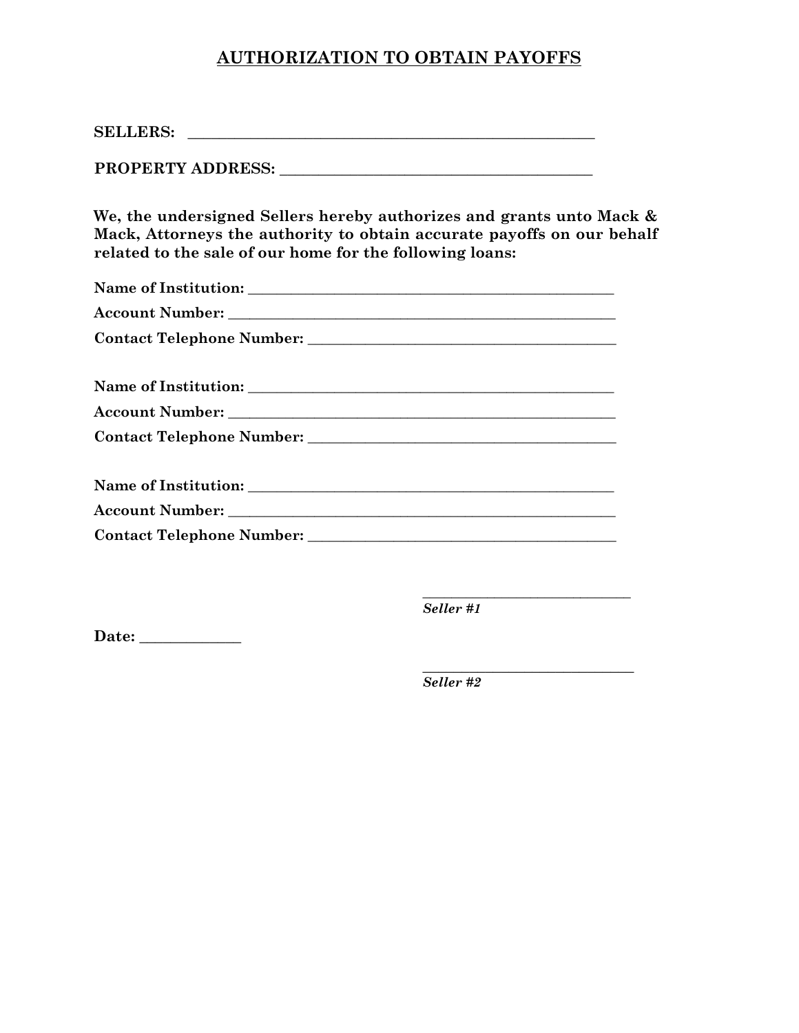# AUTHORIZATION TO OBTAIN PAYOFFS

**SELLERS:** ______________________________________________________

**PROPERTY ADDRESS:** __________________________________________

**We, the undersigned Sellers hereby authorizes and grants unto Mack & Mack, Attorneys the authority to obtain accurate payoffs on our behalf related to the sale of our home for the following loans:**

**Name of Institution:** ________________________________________________

**Account Number:** ___________________________________________________

**Contact Telephone Number:** ________________________________________

**Name of Institution:** ________________________________________________

**Account Number:** ___________________________________________________

**Contact Telephone Number:** ________________________________________

**Name of Institution:** ________________________________________________

**Account Number:** ___________________________________________________

**Contact Telephone Number:** ________________________________________

____________________________
***Seller #1***

**Date:** _____________

____________________________
***Seller #2***